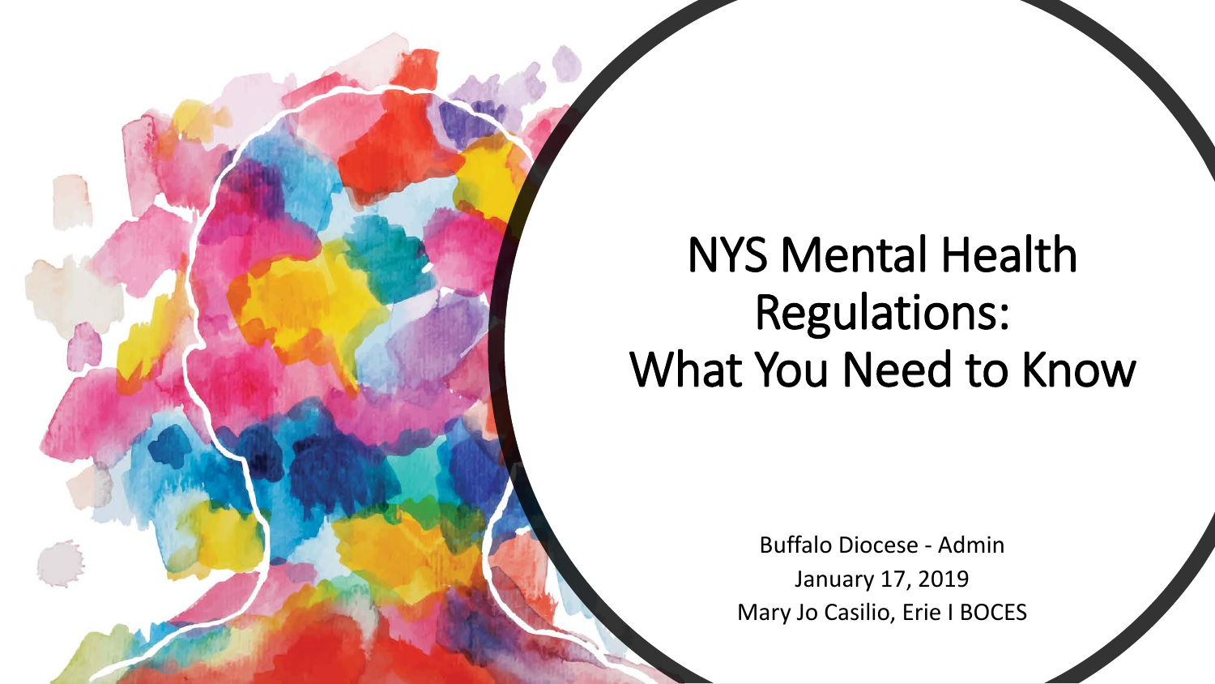# NYS Mental Health Regulations: What You Need to Know

Buffalo Diocese - Admin

January 17, 2019

Mary Jo Casilio, Erie I BOCES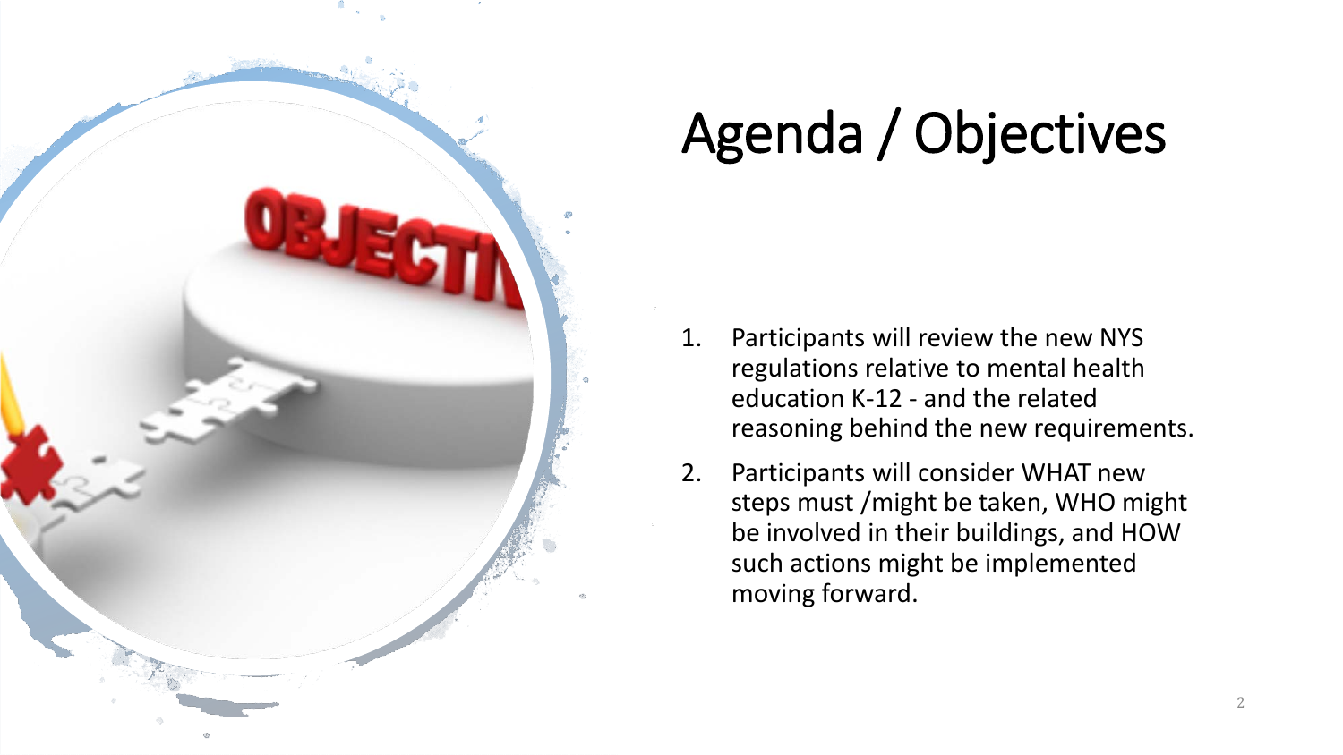# Agenda / Objectives

1. Participants will review the new NYS regulations relative to mental health education K-12 - and the related reasoning behind the new requirements.
2. Participants will consider WHAT new steps must /might be taken, WHO might be involved in their buildings, and HOW such actions might be implemented moving forward.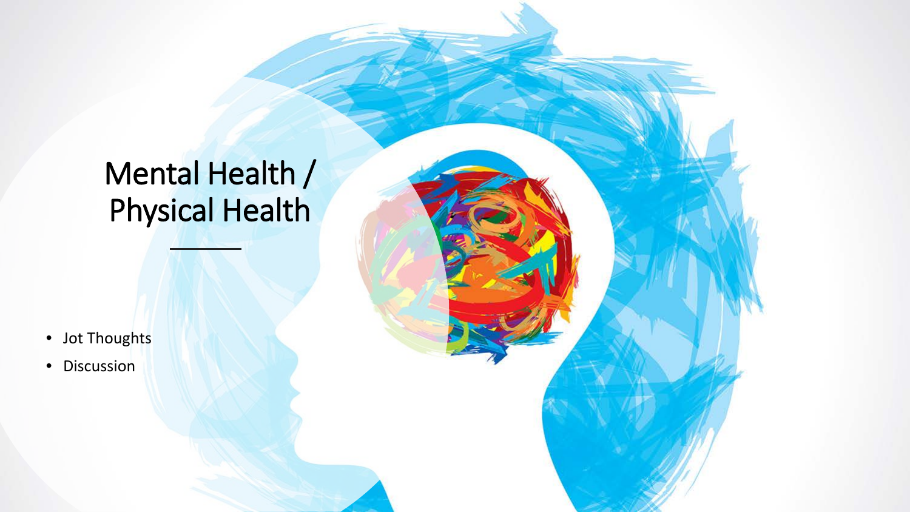# Mental Health / Physical Health

- Jot Thoughts
- Discussion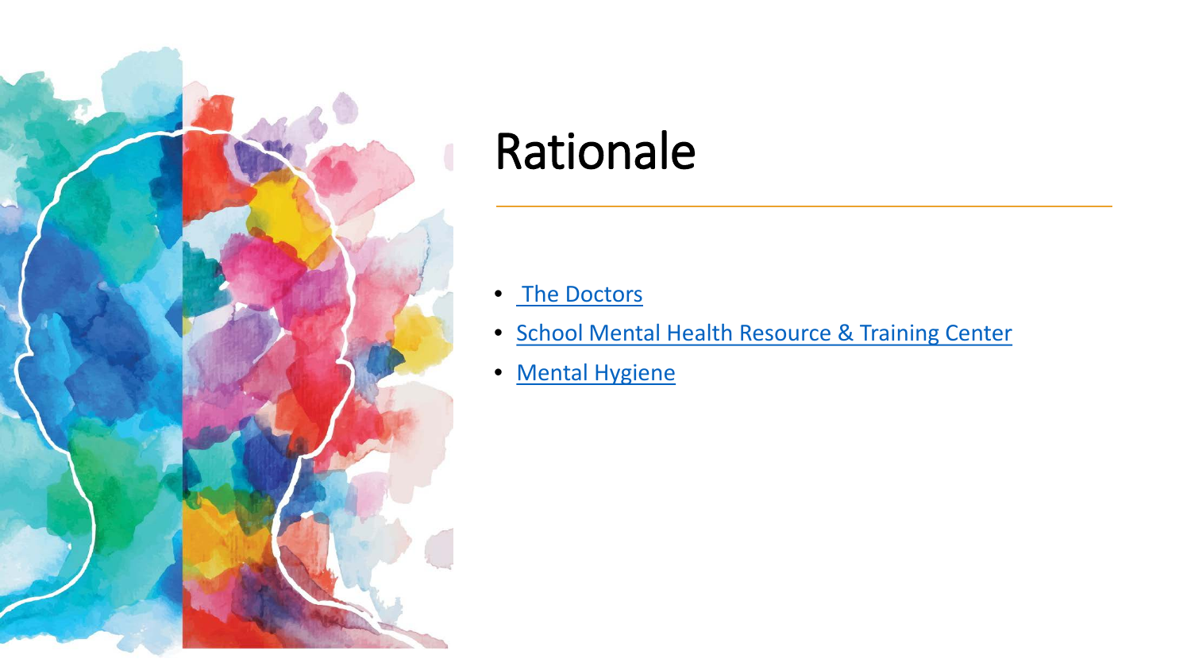# Rationale

- The Doctors
- School Mental Health Resource & Training Center
- Mental Hygiene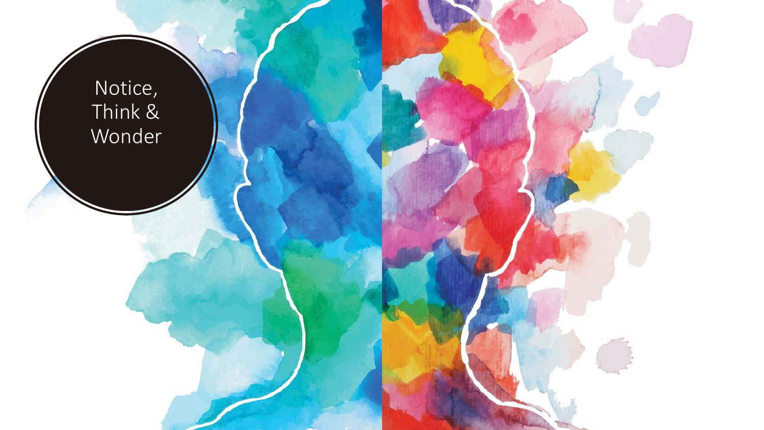Notice, Think & Wonder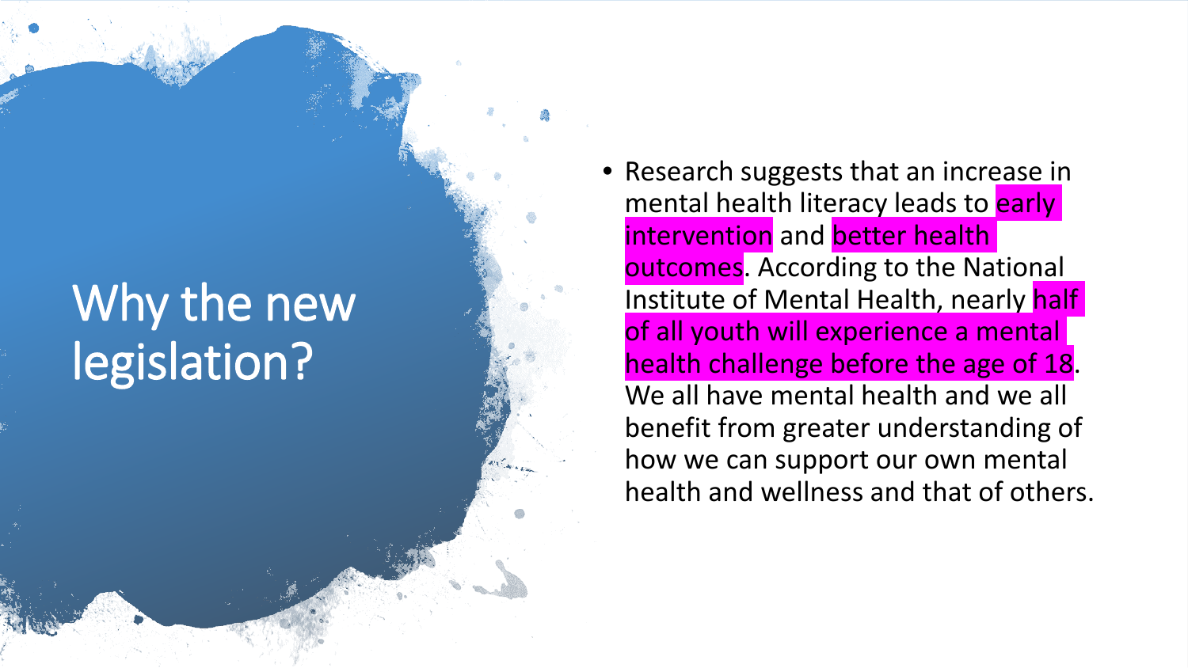# Why the new legislation?

- Research suggests that an increase in mental health literacy leads to early intervention and better health outcomes. According to the National Institute of Mental Health, nearly half of all youth will experience a mental health challenge before the age of 18. We all have mental health and we all benefit from greater understanding of how we can support our own mental health and wellness and that of others.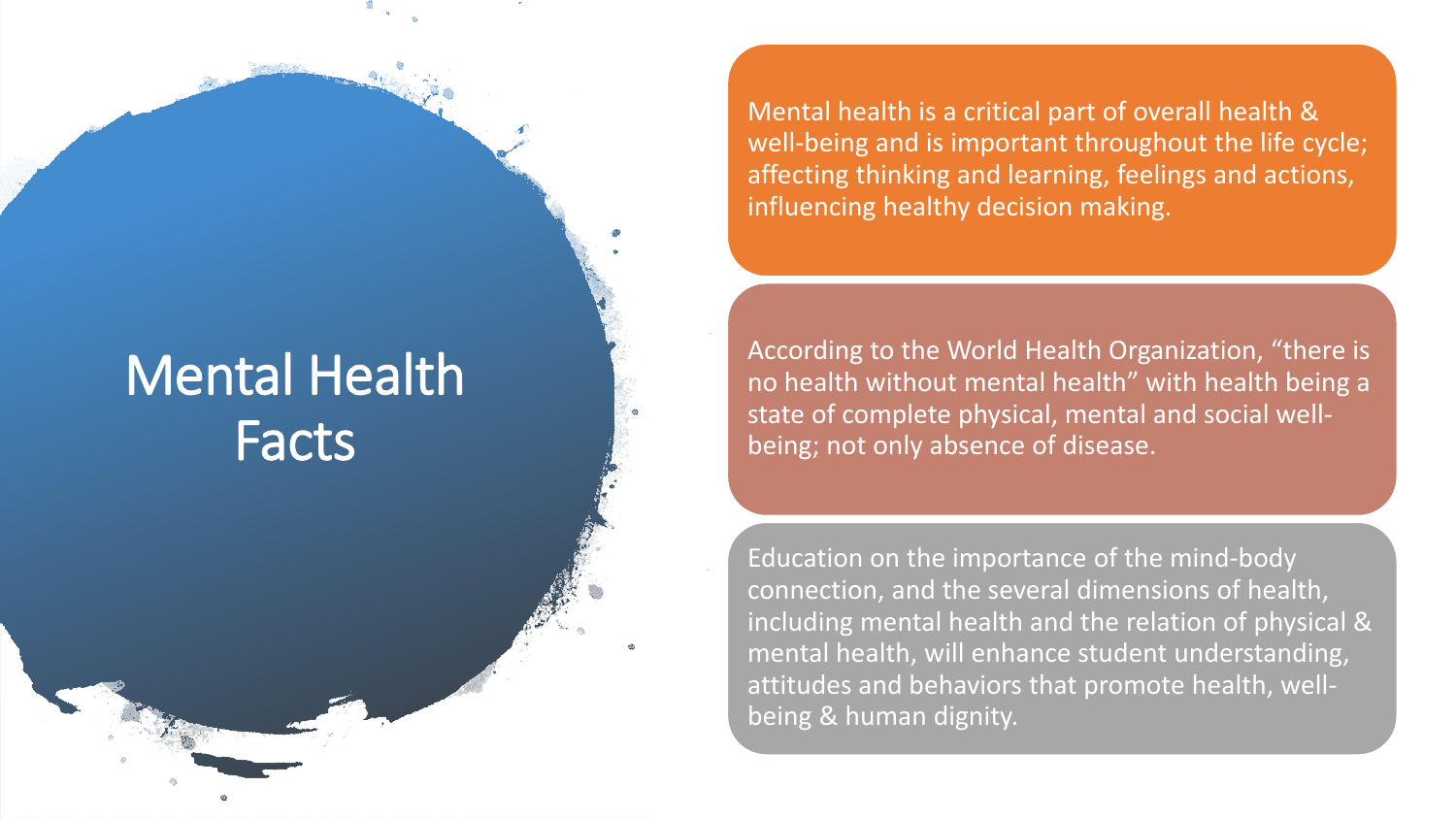# Mental Health Facts

Mental health is a critical part of overall health & well-being and is important throughout the life cycle; affecting thinking and learning, feelings and actions, influencing healthy decision making.

According to the World Health Organization, "there is no health without mental health" with health being a state of complete physical, mental and social well-being; not only absence of disease.

Education on the importance of the mind-body connection, and the several dimensions of health, including mental health and the relation of physical & mental health, will enhance student understanding, attitudes and behaviors that promote health, well-being & human dignity.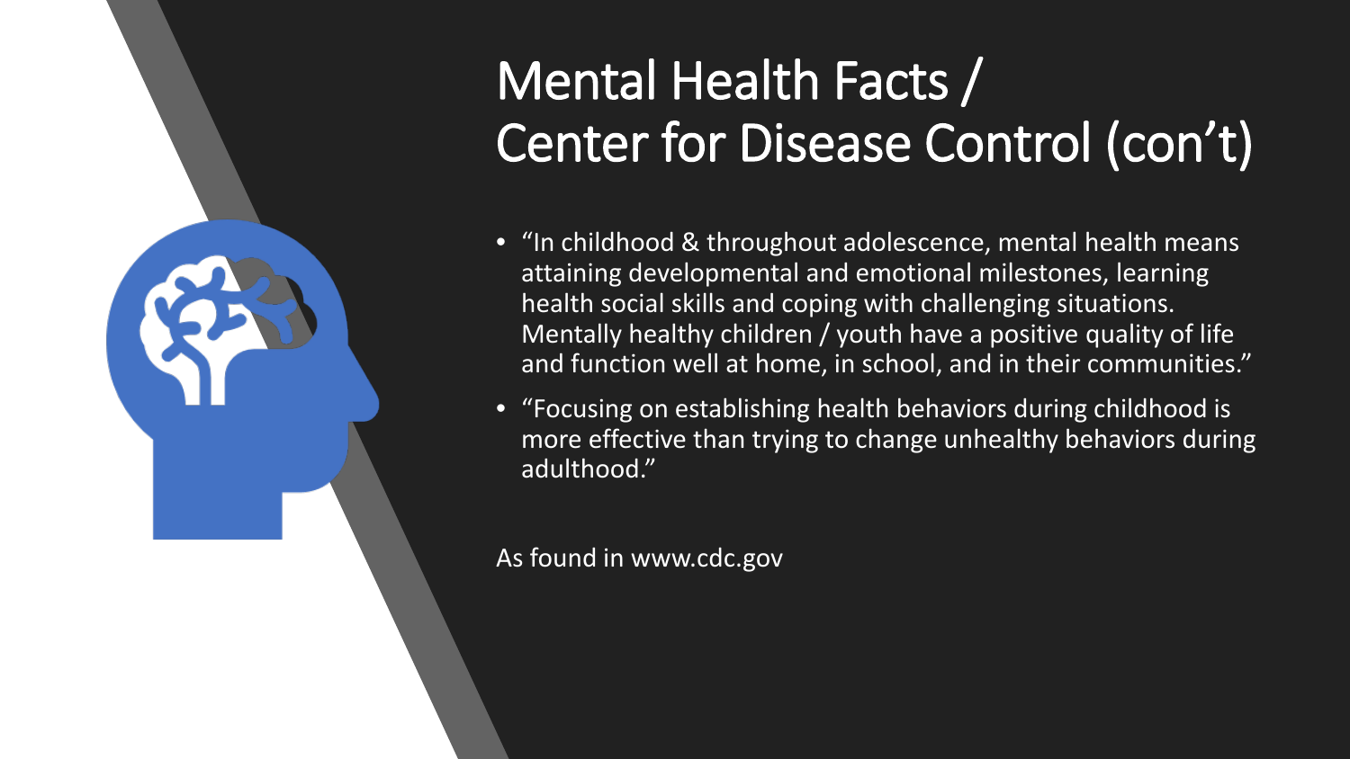# Mental Health Facts / Center for Disease Control (con't)

- "In childhood & throughout adolescence, mental health means attaining developmental and emotional milestones, learning health social skills and coping with challenging situations. Mentally healthy children / youth have a positive quality of life and function well at home, in school, and in their communities."
- "Focusing on establishing health behaviors during childhood is more effective than trying to change unhealthy behaviors during adulthood."

As found in www.cdc.gov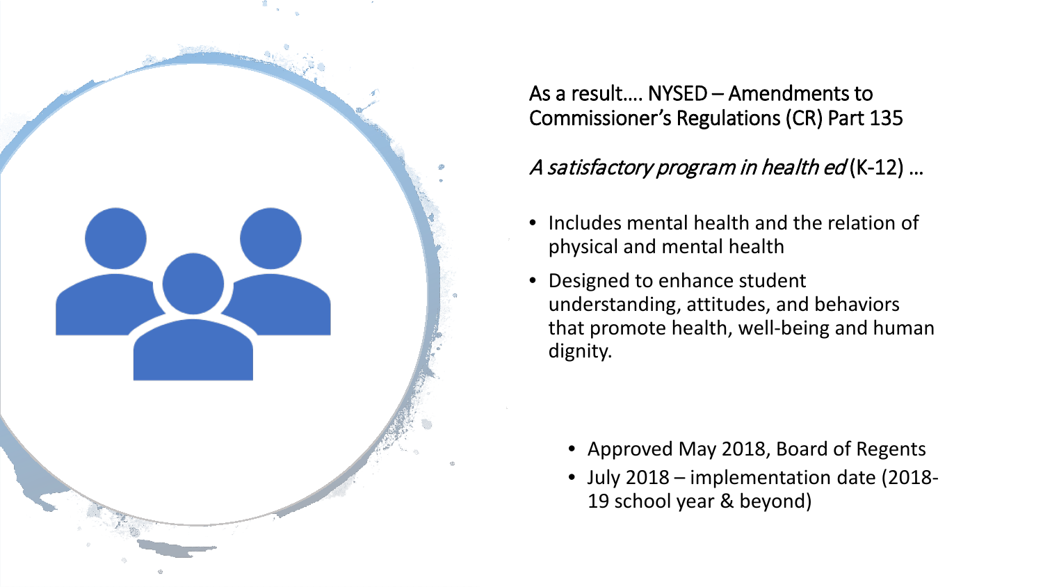As a result…. NYSED – Amendments to Commissioner's Regulations (CR) Part 135

*A satisfactory program in health ed* (K-12) …

- Includes mental health and the relation of physical and mental health
- Designed to enhance student understanding, attitudes, and behaviors that promote health, well-being and human dignity.

  - Approved May 2018, Board of Regents
  - July 2018 – implementation date (2018-19 school year & beyond)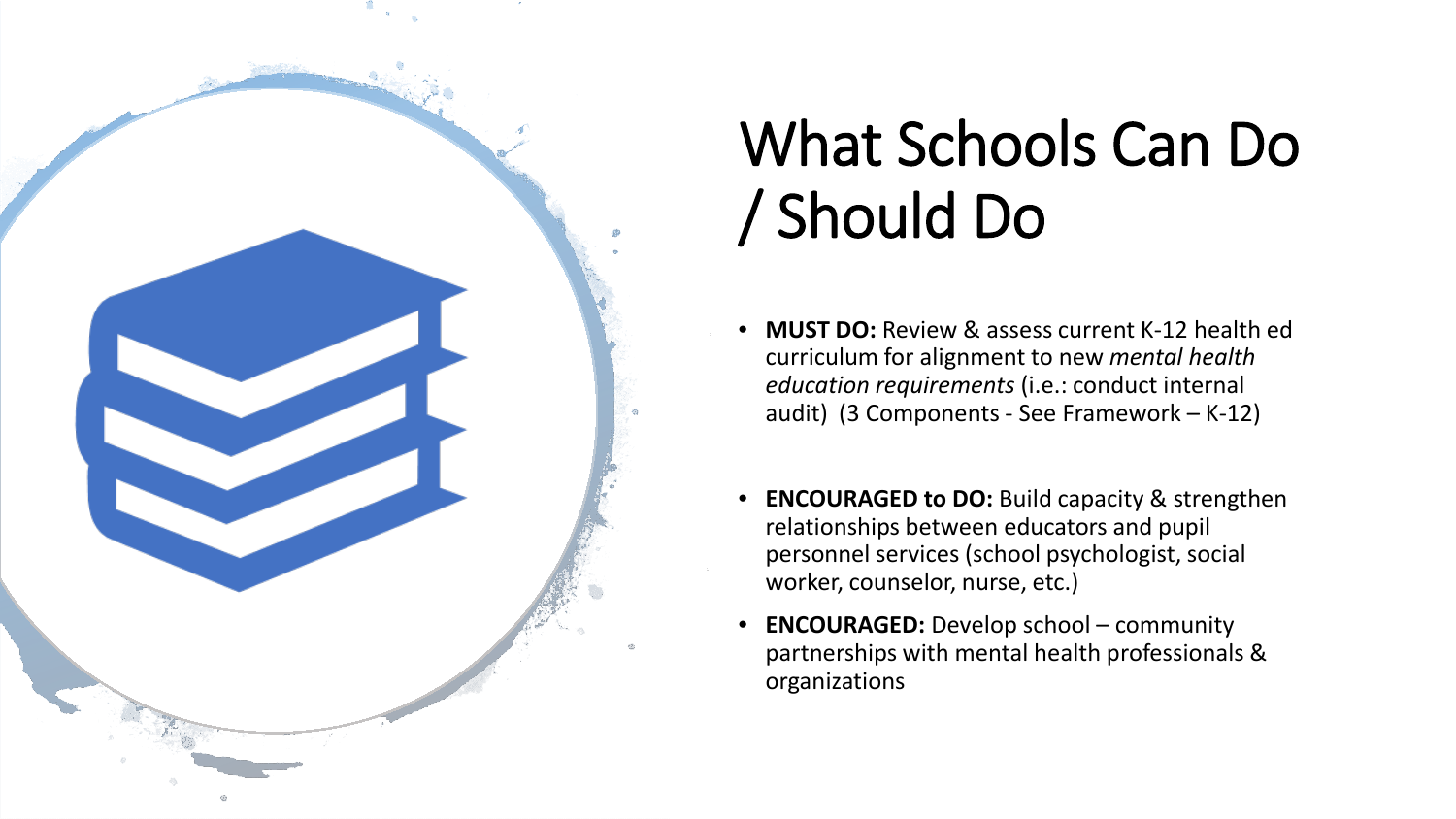# What Schools Can Do / Should Do

- **MUST DO:** Review & assess current K-12 health ed curriculum for alignment to new *mental health education requirements* (i.e.: conduct internal audit) (3 Components - See Framework – K-12)
- **ENCOURAGED to DO:** Build capacity & strengthen relationships between educators and pupil personnel services (school psychologist, social worker, counselor, nurse, etc.)
- **ENCOURAGED:** Develop school – community partnerships with mental health professionals & organizations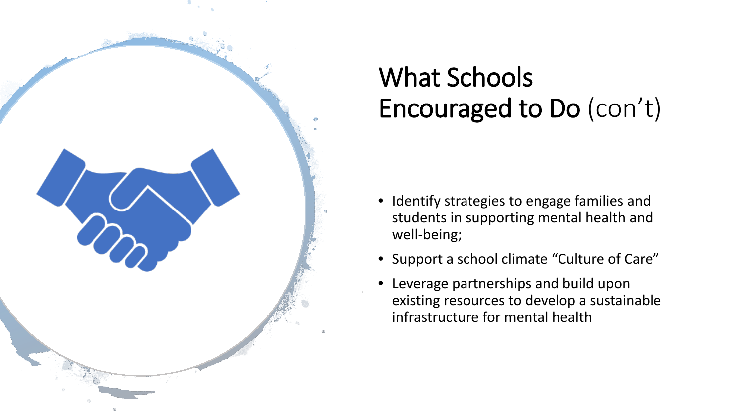# What Schools Encouraged to Do (con't)

- Identify strategies to engage families and students in supporting mental health and well-being;
- Support a school climate "Culture of Care"
- Leverage partnerships and build upon existing resources to develop a sustainable infrastructure for mental health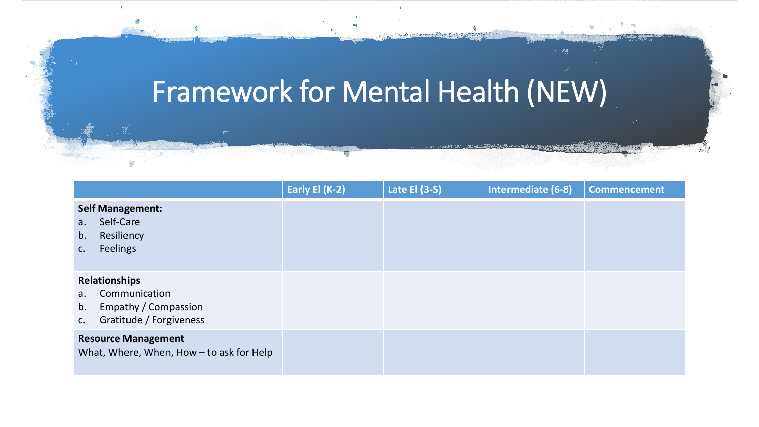# Framework for Mental Health (NEW)

| | Early El (K-2) | Late El (3-5) | Intermediate (6-8) | Commencement |
|---|---|---|---|---|
| **Self Management:**<br>a. Self-Care<br>b. Resiliency<br>c. Feelings | | | | |
| **Relationships**<br>a. Communication<br>b. Empathy / Compassion<br>c. Gratitude / Forgiveness | | | | |
| **Resource Management**<br>What, Where, When, How – to ask for Help | | | | |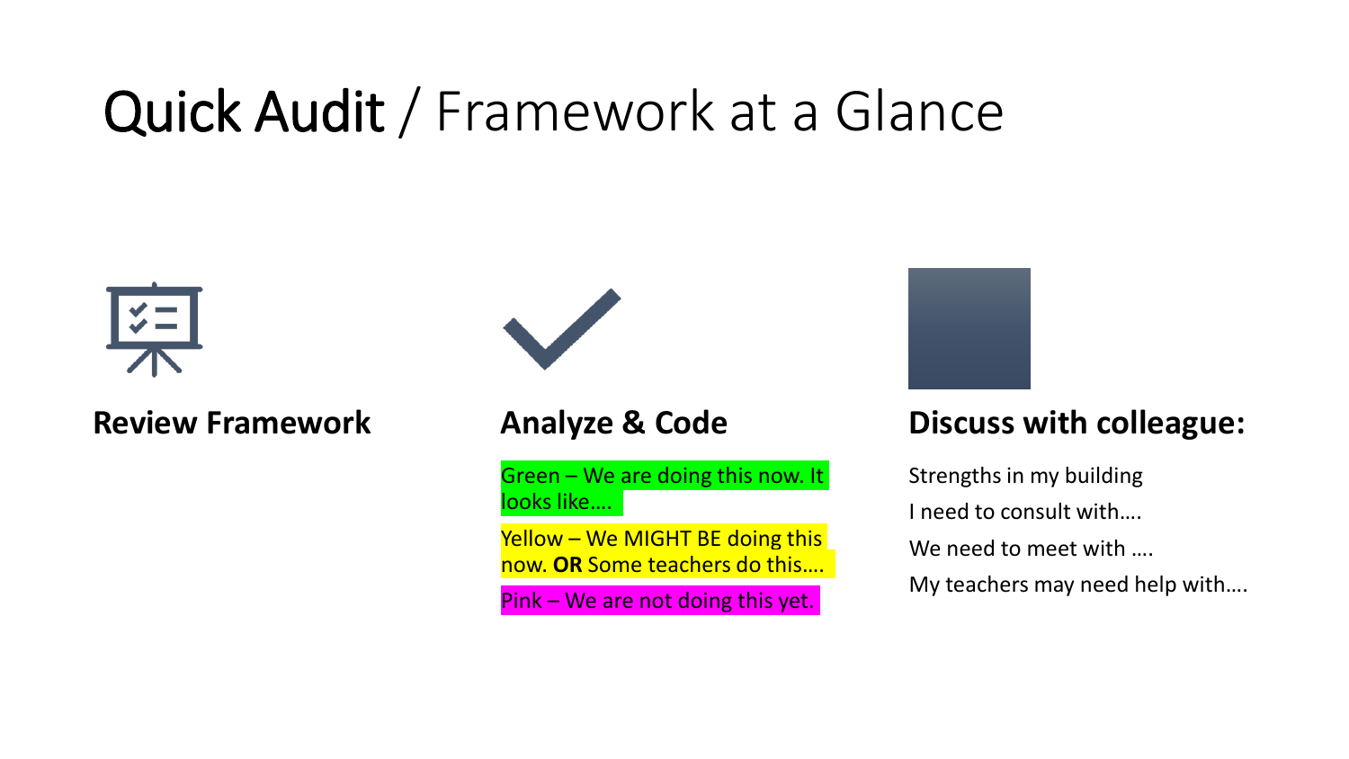# Quick Audit / Framework at a Glance

### Review Framework

### Analyze & Code

Green – We are doing this now. It looks like….

Yellow – We MIGHT BE doing this now. **OR** Some teachers do this….

Pink – We are not doing this yet.

### Discuss with colleague:

Strengths in my building

I need to consult with….

We need to meet with ….

My teachers may need help with….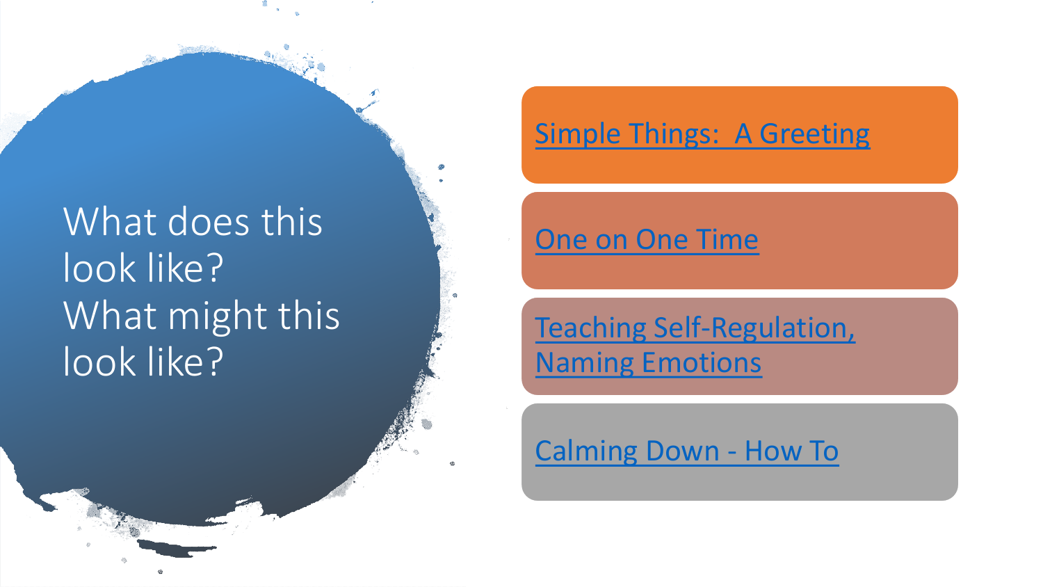# What does this look like?
# What might this look like?

- Simple Things: A Greeting
- One on One Time
- Teaching Self-Regulation, Naming Emotions
- Calming Down - How To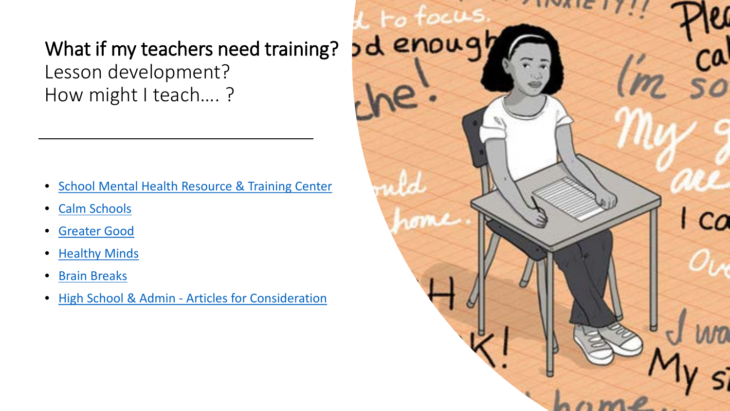## What if my teachers need training?

Lesson development?

How might I teach…. ?

- School Mental Health Resource & Training Center
- Calm Schools
- Greater Good
- Healthy Minds
- Brain Breaks
- High School & Admin - Articles for Consideration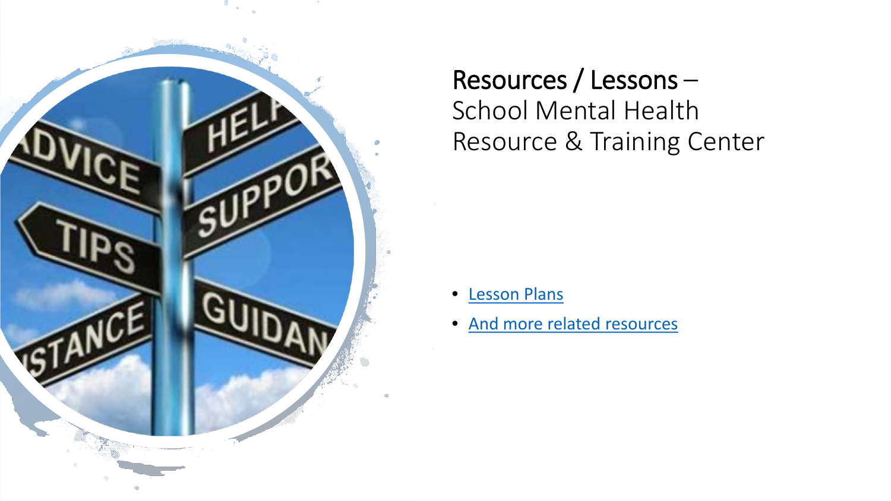# Resources / Lessons – School Mental Health Resource & Training Center

- Lesson Plans
- And more related resources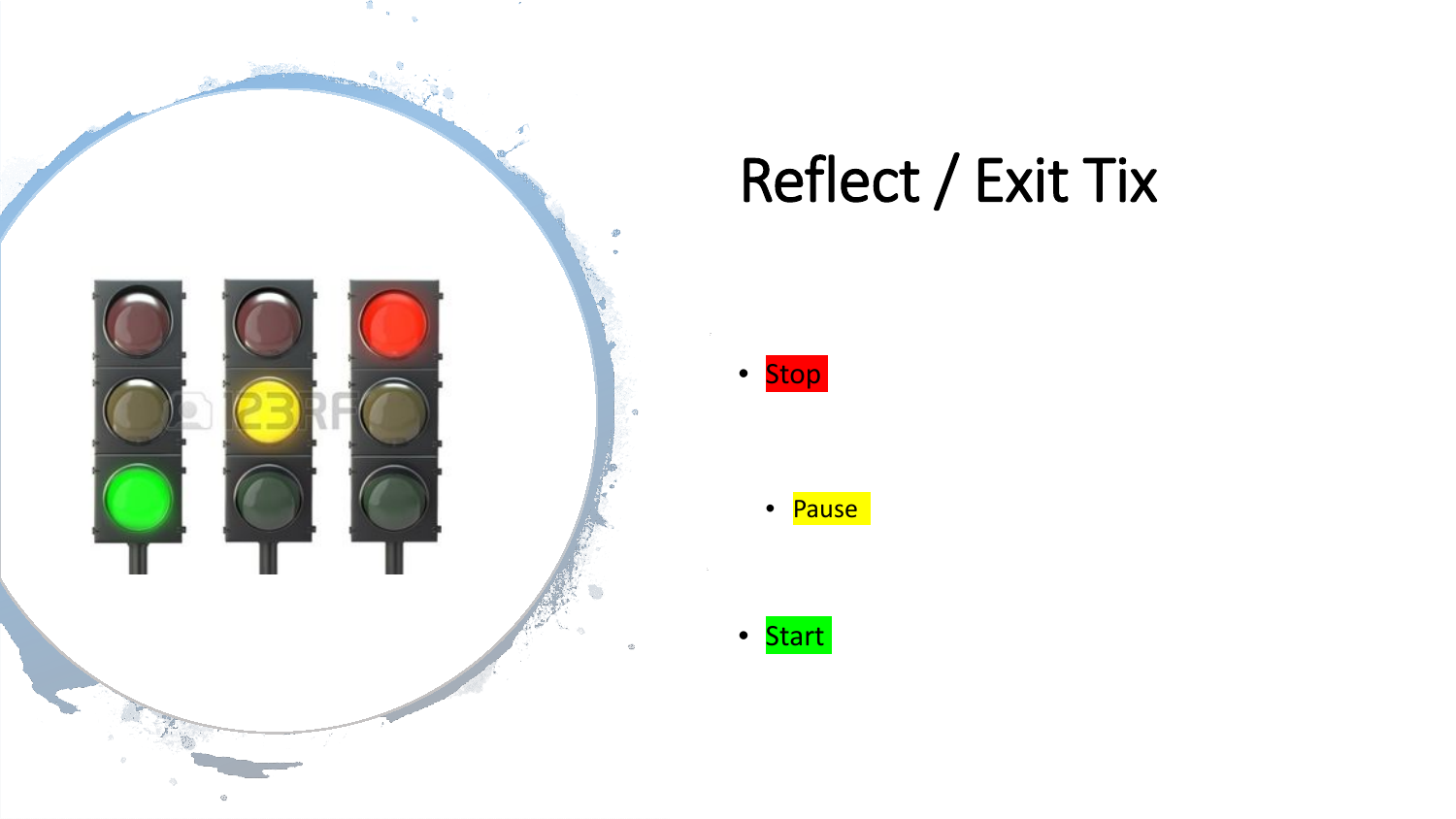# Reflect / Exit Tix

- Stop
  - Pause
- Start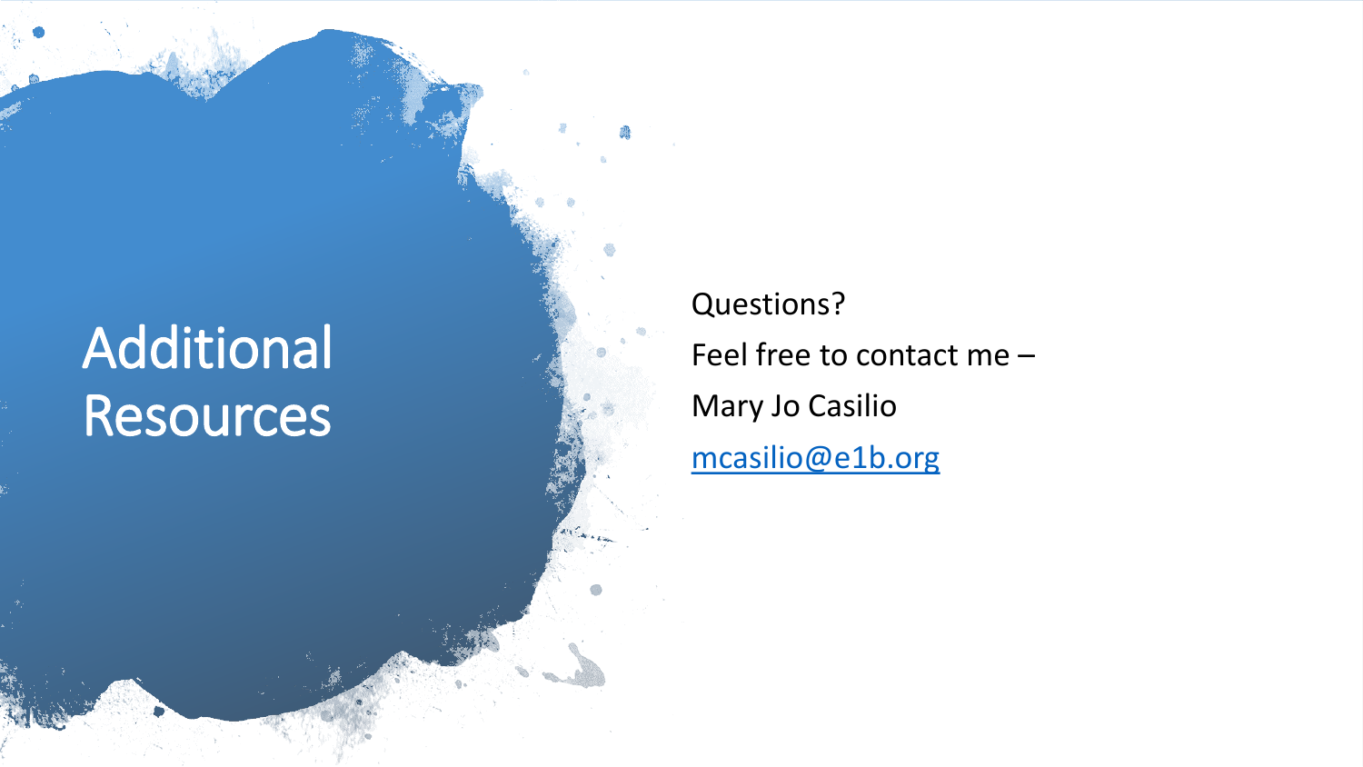# Additional Resources

Questions?

Feel free to contact me –

Mary Jo Casilio

mcasilio@e1b.org